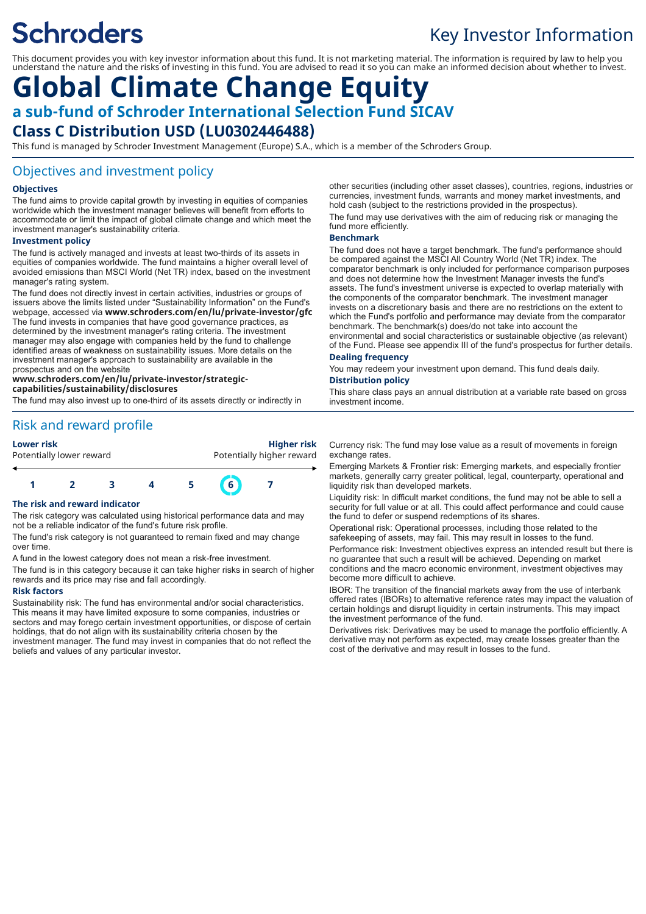Schroders

# Key Investor Information

This document provides you with key investor information about this fund. It is not marketing material. The information is required by law to help you understand the nature and the risks of investing in this fund. You are advised to read it so you can make an informed decision about whether to invest.

# Global Climate Change Equity

## a sub-fund of Schroder International Selection Fund SICAV

### Class C Distribution USD (LU0302446488)

This fund is managed by Schroder Investment Management (Europe) S.A., which is a member of the Schroders Group.

## Objectives and investment policy

### Objectives

The fund aims to provide capital growth by investing in equities of companies worldwide which the investment manager believes will benefit from efforts to accommodate or limit the impact of global climate change and which meet the investment manager's sustainability criteria.

### Investment policy

The fund is actively managed and invests at least two-thirds of its assets in equities of companies worldwide. The fund maintains a higher overall level of avoided emissions than MSCI World (Net TR) index, based on the investment manager's rating system.

The fund does not directly invest in certain activities, industries or groups of issuers above the limits listed under "Sustainability Information" on the Fund's webpage, accessed via **www.schroders.com/en/lu/private-investor/gfc** The fund invests in companies that have good governance practices, as determined by the investment manager's rating criteria. The investment manager may also engage with companies held by the fund to challenge identified areas of weakness on sustainability issues. More details on the investment manager's approach to sustainability are available in the prospectus and on the website
**www.schroders.com/en/lu/private-investor/strategic-capabilities/sustainability/disclosures**

The fund may also invest up to one-third of its assets directly or indirectly in other securities (including other asset classes), countries, regions, industries or currencies, investment funds, warrants and money market investments, and hold cash (subject to the restrictions provided in the prospectus).

The fund may use derivatives with the aim of reducing risk or managing the fund more efficiently.

### Benchmark

The fund does not have a target benchmark. The fund's performance should be compared against the MSCI All Country World (Net TR) index. The comparator benchmark is only included for performance comparison purposes and does not determine how the Investment Manager invests the fund's assets. The fund's investment universe is expected to overlap materially with the components of the comparator benchmark. The investment manager invests on a discretionary basis and there are no restrictions on the extent to which the Fund's portfolio and performance may deviate from the comparator benchmark. The benchmark(s) does/do not take into account the environmental and social characteristics or sustainable objective (as relevant) of the Fund. Please see appendix III of the fund's prospectus for further details.

### Dealing frequency

You may redeem your investment upon demand. This fund deals daily.

### Distribution policy

This share class pays an annual distribution at a variable rate based on gross investment income.

## Risk and reward profile

| **Lower risk** Potentially lower reward | | | | | | **Higher risk** Potentially higher reward |
|---|---|---|---|---|---|---|
| 1 | 2 | 3 | 4 | 5 | **6** | 7 |

### The risk and reward indicator

The risk category was calculated using historical performance data and may not be a reliable indicator of the fund's future risk profile.

The fund's risk category is not guaranteed to remain fixed and may change over time.

A fund in the lowest category does not mean a risk-free investment.

The fund is in this category because it can take higher risks in search of higher rewards and its price may rise and fall accordingly.

### Risk factors

Sustainability risk: The fund has environmental and/or social characteristics. This means it may have limited exposure to some companies, industries or sectors and may forego certain investment opportunities, or dispose of certain holdings, that do not align with its sustainability criteria chosen by the investment manager. The fund may invest in companies that do not reflect the beliefs and values of any particular investor.

Currency risk: The fund may lose value as a result of movements in foreign exchange rates.

Emerging Markets & Frontier risk: Emerging markets, and especially frontier markets, generally carry greater political, legal, counterparty, operational and liquidity risk than developed markets.

Liquidity risk: In difficult market conditions, the fund may not be able to sell a security for full value or at all. This could affect performance and could cause the fund to defer or suspend redemptions of its shares.

Operational risk: Operational processes, including those related to the safekeeping of assets, may fail. This may result in losses to the fund.

Performance risk: Investment objectives express an intended result but there is no guarantee that such a result will be achieved. Depending on market conditions and the macro economic environment, investment objectives may become more difficult to achieve.

IBOR: The transition of the financial markets away from the use of interbank offered rates (IBORs) to alternative reference rates may impact the valuation of certain holdings and disrupt liquidity in certain instruments. This may impact the investment performance of the fund.

Derivatives risk: Derivatives may be used to manage the portfolio efficiently. A derivative may not perform as expected, may create losses greater than the cost of the derivative and may result in losses to the fund.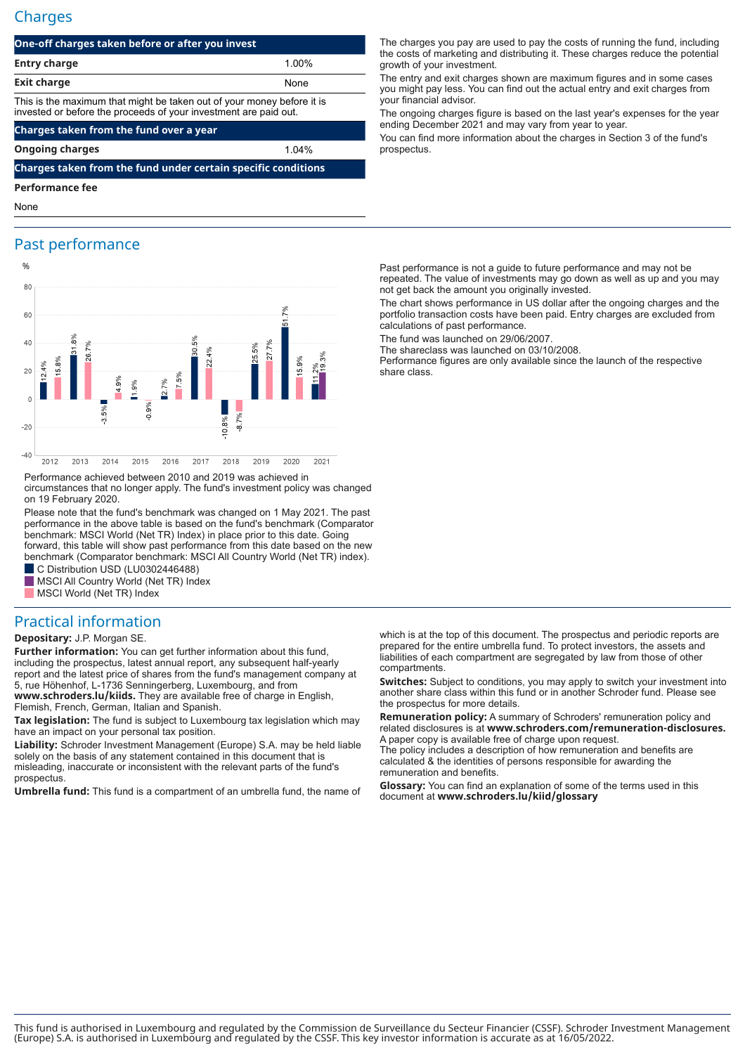## Charges

| One-off charges taken before or after you invest | |
|---|---|
| **Entry charge** | 1.00% |
| **Exit charge** | None |
| This is the maximum that might be taken out of your money before it is invested or before the proceeds of your investment are paid out. | |
| **Charges taken from the fund over a year** | |
| **Ongoing charges** | 1.04% |
| **Charges taken from the fund under certain specific conditions** | |
| **Performance fee** | |
| None | |

The charges you pay are used to pay the costs of running the fund, including the costs of marketing and distributing it. These charges reduce the potential growth of your investment.

The entry and exit charges shown are maximum figures and in some cases you might pay less. You can find out the actual entry and exit charges from your financial advisor.

The ongoing charges figure is based on the last year's expenses for the year ending December 2021 and may vary from year to year.

You can find more information about the charges in Section 3 of the fund's prospectus.

## Past performance

%

80
60
40
20
0
-20
-40

12.4% 15.8% 31.8% 26.7% -3.5% 4.9% 1.9% -0.9% 2.7% 7.5% 30.5% 22.4% -10.8% -8.7% 25.5% 27.7% 51.7% 15.9% 11.2% 19.3%

2012 2013 2014 2015 2016 2017 2018 2019 2020 2021

Performance achieved between 2010 and 2019 was achieved in circumstances that no longer apply. The fund's investment policy was changed on 19 February 2020.

Please note that the fund's benchmark was changed on 1 May 2021. The past performance in the above table is based on the fund's benchmark (Comparator benchmark: MSCI World (Net TR) Index) in place prior to this date. Going forward, this table will show past performance from this date based on the new benchmark (Comparator benchmark: MSCI All Country World (Net TR) index).

C Distribution USD (LU0302446488)
MSCI All Country World (Net TR) Index
MSCI World (Net TR) Index

Past performance is not a guide to future performance and may not be repeated. The value of investments may go down as well as up and you may not get back the amount you originally invested.

The chart shows performance in US dollar after the ongoing charges and the portfolio transaction costs have been paid. Entry charges are excluded from calculations of past performance.

The fund was launched on 29/06/2007.
The shareclass was launched on 03/10/2008.
Performance figures are only available since the launch of the respective share class.

## Practical information

**Depositary:** J.P. Morgan SE.

**Further information:** You can get further information about this fund, including the prospectus, latest annual report, any subsequent half-yearly report and the latest price of shares from the fund's management company at 5, rue Höhenhof, L-1736 Senningerberg, Luxembourg, and from **www.schroders.lu/kiids.** They are available free of charge in English, Flemish, French, German, Italian and Spanish.

**Tax legislation:** The fund is subject to Luxembourg tax legislation which may have an impact on your personal tax position.

**Liability:** Schroder Investment Management (Europe) S.A. may be held liable solely on the basis of any statement contained in this document that is misleading, inaccurate or inconsistent with the relevant parts of the fund's prospectus.

**Umbrella fund:** This fund is a compartment of an umbrella fund, the name of which is at the top of this document. The prospectus and periodic reports are prepared for the entire umbrella fund. To protect investors, the assets and liabilities of each compartment are segregated by law from those of other compartments.

**Switches:** Subject to conditions, you may apply to switch your investment into another share class within this fund or in another Schroder fund. Please see the prospectus for more details.

**Remuneration policy:** A summary of Schroders' remuneration policy and related disclosures is at **www.schroders.com/remuneration-disclosures.** A paper copy is available free of charge upon request.
The policy includes a description of how remuneration and benefits are calculated & the identities of persons responsible for awarding the remuneration and benefits.

**Glossary:** You can find an explanation of some of the terms used in this document at **www.schroders.lu/kiid/glossary**

This fund is authorised in Luxembourg and regulated by the Commission de Surveillance du Secteur Financier (CSSF). Schroder Investment Management (Europe) S.A. is authorised in Luxembourg and regulated by the CSSF. This key investor information is accurate as at 16/05/2022.